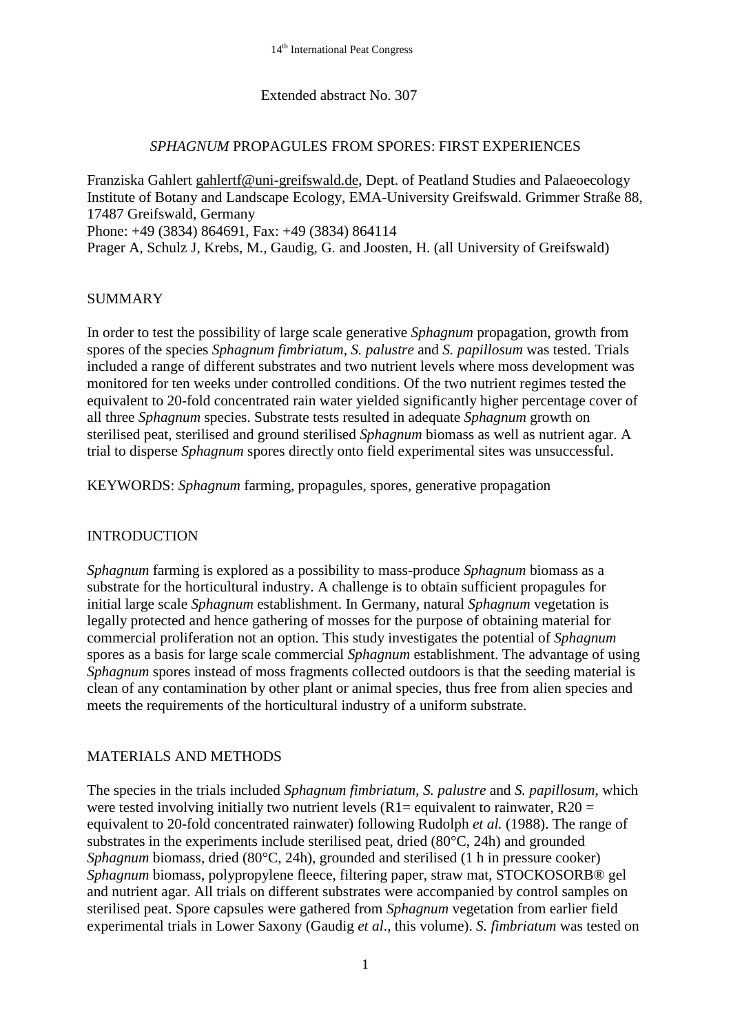Extended abstract No. 307

# *SPHAGNUM* PROPAGULES FROM SPORES: FIRST EXPERIENCES

Franziska Gahlert gahlertf@uni-greifswald.de, Dept. of Peatland Studies and Palaeoecology Institute of Botany and Landscape Ecology, EMA-University Greifswald. Grimmer Straße 88, 17487 Greifswald, Germany
Phone: +49 (3834) 864691, Fax: +49 (3834) 864114
Prager A, Schulz J, Krebs, M., Gaudig, G. and Joosten, H. (all University of Greifswald)

## SUMMARY

In order to test the possibility of large scale generative *Sphagnum* propagation, growth from spores of the species *Sphagnum fimbriatum*, *S. palustre* and *S. papillosum* was tested. Trials included a range of different substrates and two nutrient levels where moss development was monitored for ten weeks under controlled conditions. Of the two nutrient regimes tested the equivalent to 20-fold concentrated rain water yielded significantly higher percentage cover of all three *Sphagnum* species. Substrate tests resulted in adequate *Sphagnum* growth on sterilised peat, sterilised and ground sterilised *Sphagnum* biomass as well as nutrient agar. A trial to disperse *Sphagnum* spores directly onto field experimental sites was unsuccessful.

KEYWORDS: *Sphagnum* farming, propagules, spores, generative propagation

## INTRODUCTION

*Sphagnum* farming is explored as a possibility to mass-produce *Sphagnum* biomass as a substrate for the horticultural industry. A challenge is to obtain sufficient propagules for initial large scale *Sphagnum* establishment. In Germany, natural *Sphagnum* vegetation is legally protected and hence gathering of mosses for the purpose of obtaining material for commercial proliferation not an option. This study investigates the potential of *Sphagnum* spores as a basis for large scale commercial *Sphagnum* establishment. The advantage of using *Sphagnum* spores instead of moss fragments collected outdoors is that the seeding material is clean of any contamination by other plant or animal species, thus free from alien species and meets the requirements of the horticultural industry of a uniform substrate.

## MATERIALS AND METHODS

The species in the trials included *Sphagnum fimbriatum*, *S. palustre* and *S. papillosum*, which were tested involving initially two nutrient levels (R1= equivalent to rainwater, R20 = equivalent to 20-fold concentrated rainwater) following Rudolph *et al.* (1988). The range of substrates in the experiments include sterilised peat, dried (80°C, 24h) and grounded *Sphagnum* biomass, dried (80°C, 24h), grounded and sterilised (1 h in pressure cooker) *Sphagnum* biomass, polypropylene fleece, filtering paper, straw mat, STOCKOSORB® gel and nutrient agar. All trials on different substrates were accompanied by control samples on sterilised peat. Spore capsules were gathered from *Sphagnum* vegetation from earlier field experimental trials in Lower Saxony (Gaudig *et al*., this volume). *S. fimbriatum* was tested on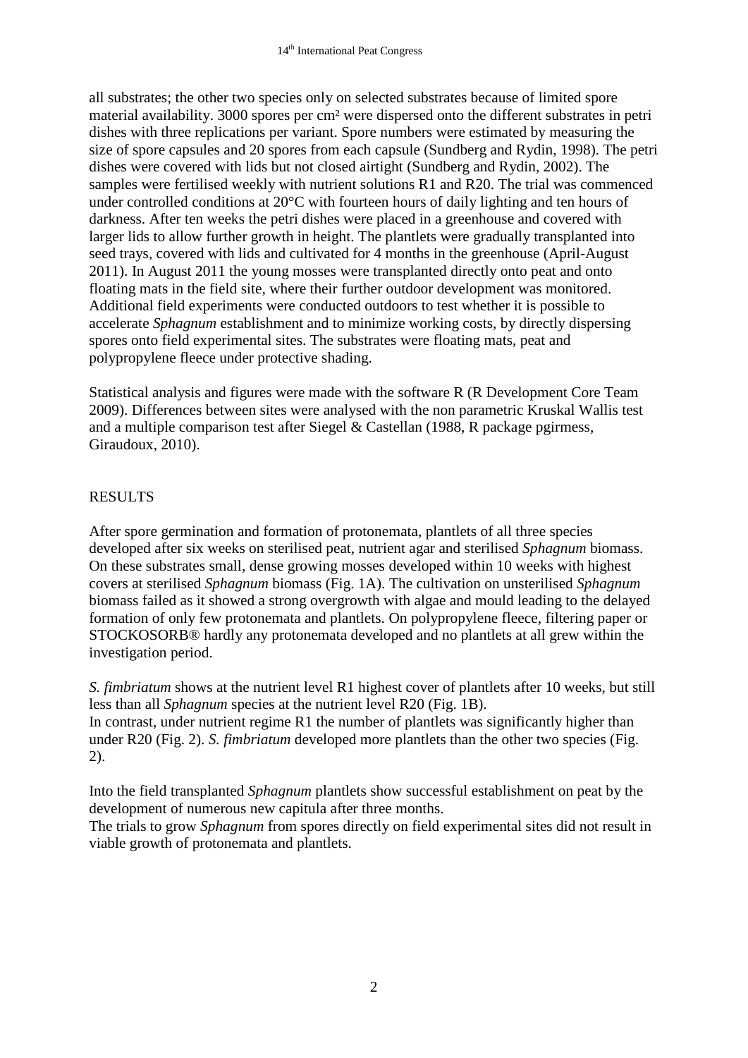all substrates; the other two species only on selected substrates because of limited spore material availability. 3000 spores per cm² were dispersed onto the different substrates in petri dishes with three replications per variant. Spore numbers were estimated by measuring the size of spore capsules and 20 spores from each capsule (Sundberg and Rydin, 1998). The petri dishes were covered with lids but not closed airtight (Sundberg and Rydin, 2002). The samples were fertilised weekly with nutrient solutions R1 and R20. The trial was commenced under controlled conditions at 20°C with fourteen hours of daily lighting and ten hours of darkness. After ten weeks the petri dishes were placed in a greenhouse and covered with larger lids to allow further growth in height. The plantlets were gradually transplanted into seed trays, covered with lids and cultivated for 4 months in the greenhouse (April-August 2011). In August 2011 the young mosses were transplanted directly onto peat and onto floating mats in the field site, where their further outdoor development was monitored. Additional field experiments were conducted outdoors to test whether it is possible to accelerate *Sphagnum* establishment and to minimize working costs, by directly dispersing spores onto field experimental sites. The substrates were floating mats, peat and polypropylene fleece under protective shading.

Statistical analysis and figures were made with the software R (R Development Core Team 2009). Differences between sites were analysed with the non parametric Kruskal Wallis test and a multiple comparison test after Siegel & Castellan (1988, R package pgirmess, Giraudoux, 2010).

## RESULTS

After spore germination and formation of protonemata, plantlets of all three species developed after six weeks on sterilised peat, nutrient agar and sterilised *Sphagnum* biomass. On these substrates small, dense growing mosses developed within 10 weeks with highest covers at sterilised *Sphagnum* biomass (Fig. 1A). The cultivation on unsterilised *Sphagnum* biomass failed as it showed a strong overgrowth with algae and mould leading to the delayed formation of only few protonemata and plantlets. On polypropylene fleece, filtering paper or STOCKOSORB® hardly any protonemata developed and no plantlets at all grew within the investigation period.

*S. fimbriatum* shows at the nutrient level R1 highest cover of plantlets after 10 weeks, but still less than all *Sphagnum* species at the nutrient level R20 (Fig. 1B).
In contrast, under nutrient regime R1 the number of plantlets was significantly higher than under R20 (Fig. 2). *S. fimbriatum* developed more plantlets than the other two species (Fig. 2).

Into the field transplanted *Sphagnum* plantlets show successful establishment on peat by the development of numerous new capitula after three months.
The trials to grow *Sphagnum* from spores directly on field experimental sites did not result in viable growth of protonemata and plantlets.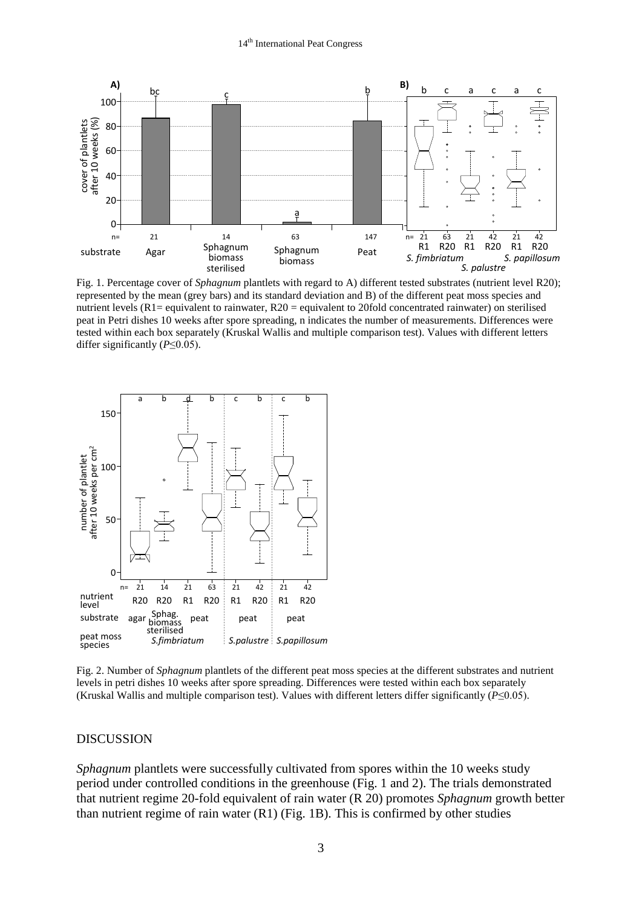Fig. 1. Percentage cover of *Sphagnum* plantlets with regard to A) different tested substrates (nutrient level R20); represented by the mean (grey bars) and its standard deviation and B) of the different peat moss species and nutrient levels (R1= equivalent to rainwater, R20 = equivalent to 20fold concentrated rainwater) on sterilised peat in Petri dishes 10 weeks after spore spreading, n indicates the number of measurements. Differences were tested within each box separately (Kruskal Wallis and multiple comparison test). Values with different letters differ significantly ($P \leq 0.05$).

Fig. 2. Number of *Sphagnum* plantlets of the different peat moss species at the different substrates and nutrient levels in petri dishes 10 weeks after spore spreading. Differences were tested within each box separately (Kruskal Wallis and multiple comparison test). Values with different letters differ significantly ($P \leq 0.05$).

## DISCUSSION

*Sphagnum* plantlets were successfully cultivated from spores within the 10 weeks study period under controlled conditions in the greenhouse (Fig. 1 and 2). The trials demonstrated that nutrient regime 20-fold equivalent of rain water (R 20) promotes *Sphagnum* growth better than nutrient regime of rain water (R1) (Fig. 1B). This is confirmed by other studies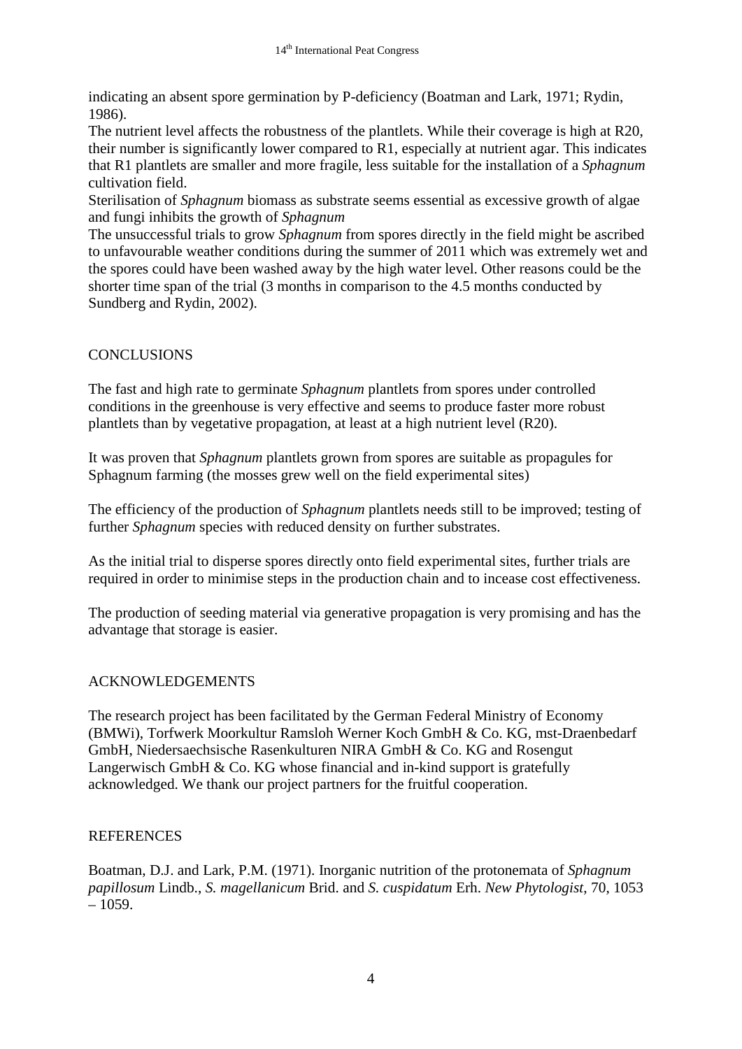indicating an absent spore germination by P-deficiency (Boatman and Lark, 1971; Rydin, 1986).

The nutrient level affects the robustness of the plantlets. While their coverage is high at R20, their number is significantly lower compared to R1, especially at nutrient agar. This indicates that R1 plantlets are smaller and more fragile, less suitable for the installation of a *Sphagnum* cultivation field.

Sterilisation of *Sphagnum* biomass as substrate seems essential as excessive growth of algae and fungi inhibits the growth of *Sphagnum*

The unsuccessful trials to grow *Sphagnum* from spores directly in the field might be ascribed to unfavourable weather conditions during the summer of 2011 which was extremely wet and the spores could have been washed away by the high water level. Other reasons could be the shorter time span of the trial (3 months in comparison to the 4.5 months conducted by Sundberg and Rydin, 2002).

## CONCLUSIONS

The fast and high rate to germinate *Sphagnum* plantlets from spores under controlled conditions in the greenhouse is very effective and seems to produce faster more robust plantlets than by vegetative propagation, at least at a high nutrient level (R20).

It was proven that *Sphagnum* plantlets grown from spores are suitable as propagules for Sphagnum farming (the mosses grew well on the field experimental sites)

The efficiency of the production of *Sphagnum* plantlets needs still to be improved; testing of further *Sphagnum* species with reduced density on further substrates.

As the initial trial to disperse spores directly onto field experimental sites, further trials are required in order to minimise steps in the production chain and to incease cost effectiveness.

The production of seeding material via generative propagation is very promising and has the advantage that storage is easier.

## ACKNOWLEDGEMENTS

The research project has been facilitated by the German Federal Ministry of Economy (BMWi), Torfwerk Moorkultur Ramsloh Werner Koch GmbH & Co. KG, mst-Draenbedarf GmbH, Niedersaechsische Rasenkulturen NIRA GmbH & Co. KG and Rosengut Langerwisch GmbH & Co. KG whose financial and in-kind support is gratefully acknowledged. We thank our project partners for the fruitful cooperation.

## REFERENCES

Boatman, D.J. and Lark, P.M. (1971). Inorganic nutrition of the protonemata of *Sphagnum papillosum* Lindb., *S. magellanicum* Brid. and *S. cuspidatum* Erh. *New Phytologist*, 70, 1053 – 1059.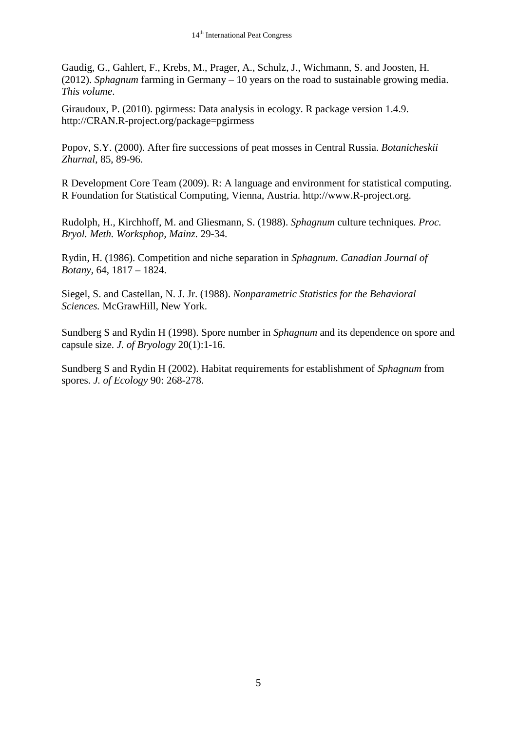Gaudig, G., Gahlert, F., Krebs, M., Prager, A., Schulz, J., Wichmann, S. and Joosten, H. (2012). *Sphagnum* farming in Germany – 10 years on the road to sustainable growing media. *This volume*.

Giraudoux, P. (2010). pgirmess: Data analysis in ecology. R package version 1.4.9. http://CRAN.R-project.org/package=pgirmess

Popov, S.Y. (2000). After fire successions of peat mosses in Central Russia. *Botanicheskii Zhurnal*, 85, 89-96.

R Development Core Team (2009). R: A language and environment for statistical computing. R Foundation for Statistical Computing, Vienna, Austria. http://www.R-project.org.

Rudolph, H., Kirchhoff, M. and Gliesmann, S. (1988). *Sphagnum* culture techniques. *Proc. Bryol. Meth. Worksphop, Mainz*. 29-34.

Rydin, H. (1986). Competition and niche separation in *Sphagnum*. *Canadian Journal of Botany*, 64, 1817 – 1824.

Siegel, S. and Castellan, N. J. Jr. (1988). *Nonparametric Statistics for the Behavioral Sciences.* McGrawHill, New York.

Sundberg S and Rydin H (1998). Spore number in *Sphagnum* and its dependence on spore and capsule size. *J. of Bryology* 20(1):1-16.

Sundberg S and Rydin H (2002). Habitat requirements for establishment of *Sphagnum* from spores. *J. of Ecology* 90: 268-278.